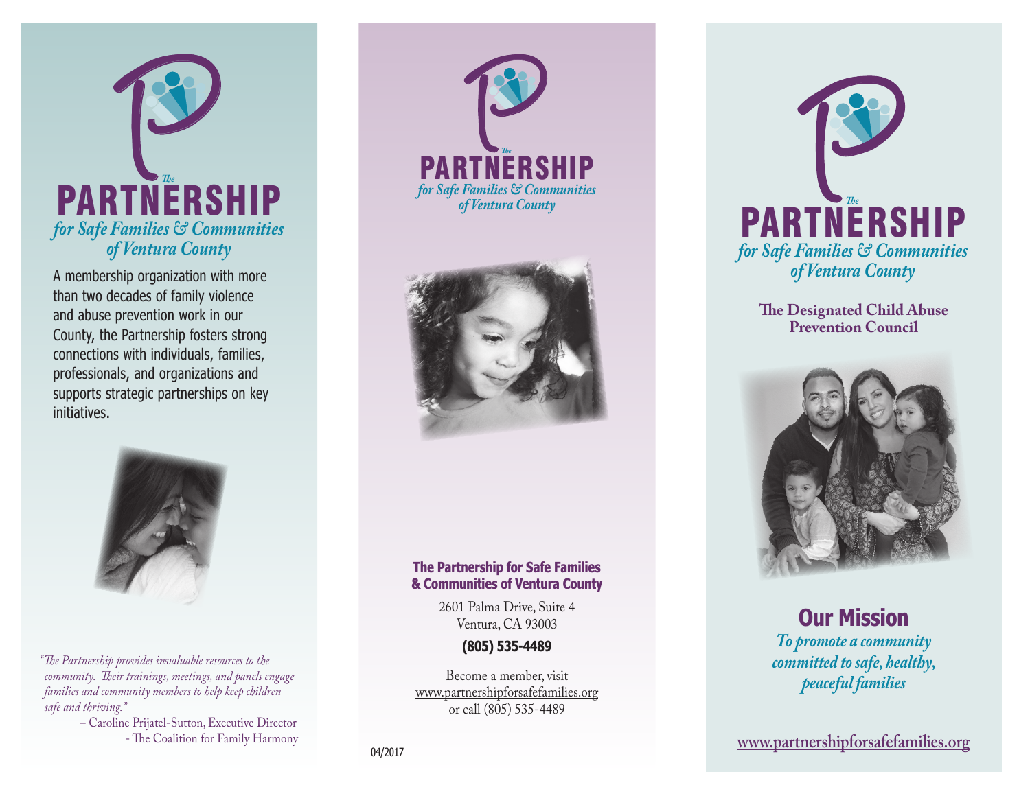# The PARTNERSHIP

*for Safe Families & Communities of Ventura County*

A membership organization with more than two decades of family violence and abuse prevention work in our County, the Partnership fosters strong connections with individuals, families, professionals, and organizations and supports strategic partnerships on key initiatives.

*"The Partnership provides invaluable resources to the community. Their trainings, meetings, and panels engage families and community members to help keep children safe and thriving."*

– Caroline Prijatel-Sutton, Executive Director
- The Coalition for Family Harmony

# The PARTNERSHIP

*for Safe Families & Communities of Ventura County*

**The Partnership for Safe Families & Communities of Ventura County**

2601 Palma Drive, Suite 4
Ventura, CA 93003

**(805) 535-4489**

Become a member, visit
www.partnershipforsafefamilies.org
or call (805) 535-4489

04/2017

# The PARTNERSHIP

*for Safe Families & Communities of Ventura County*

**The Designated Child Abuse Prevention Council**

## Our Mission

***To promote a community committed to safe, healthy, peaceful families***

**www.partnershipforsafefamilies.org**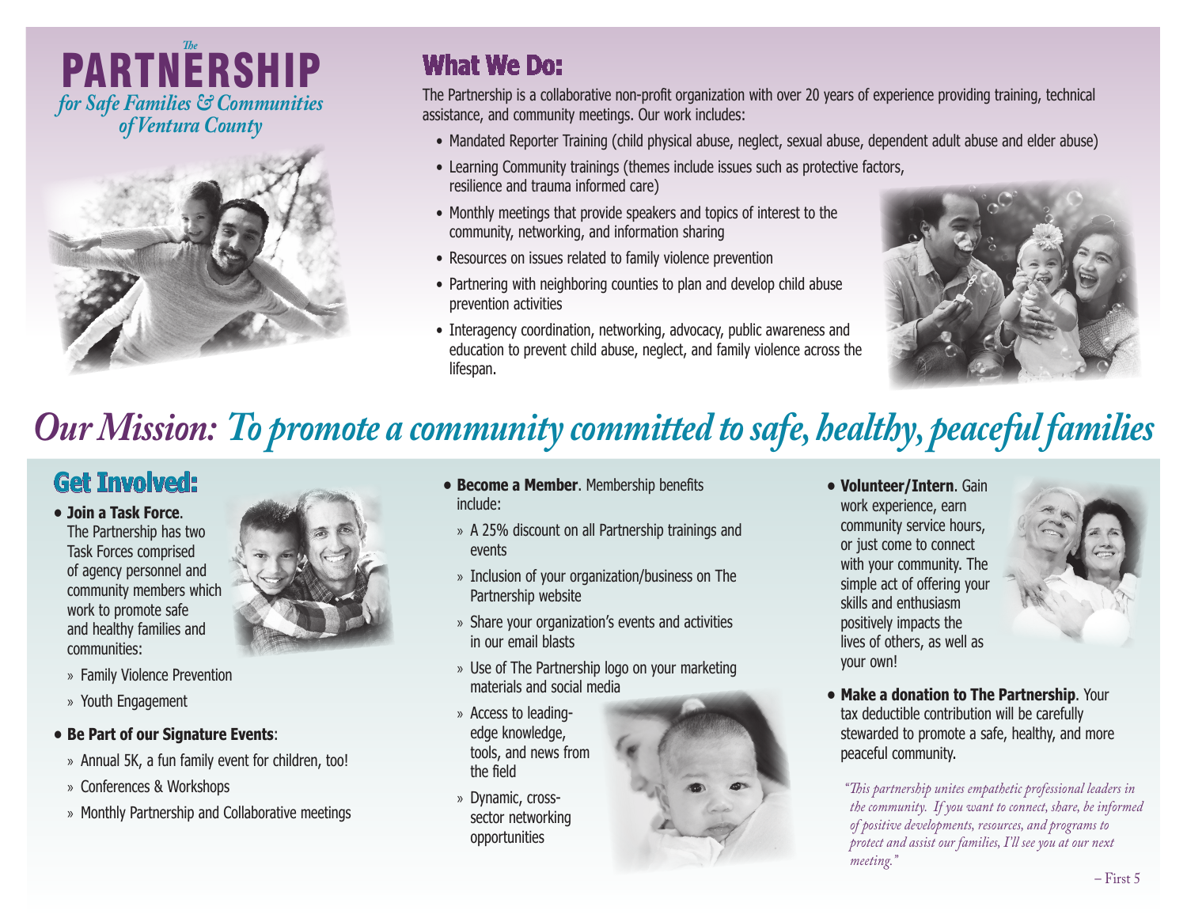# The PARTNERSHIP *for Safe Families & Communities of Ventura County*

## What We Do:

The Partnership is a collaborative non-profit organization with over 20 years of experience providing training, technical assistance, and community meetings. Our work includes:

- Mandated Reporter Training (child physical abuse, neglect, sexual abuse, dependent adult abuse and elder abuse)
- Learning Community trainings (themes include issues such as protective factors, resilience and trauma informed care)
- Monthly meetings that provide speakers and topics of interest to the community, networking, and information sharing
- Resources on issues related to family violence prevention
- Partnering with neighboring counties to plan and develop child abuse prevention activities
- Interagency coordination, networking, advocacy, public awareness and education to prevent child abuse, neglect, and family violence across the lifespan.

## *Our Mission: To promote a community committed to safe, healthy, peaceful families*

## Get Involved:

- **Join a Task Force**. The Partnership has two Task Forces comprised of agency personnel and community members which work to promote safe and healthy families and communities:
  - Family Violence Prevention
  - Youth Engagement
- **Be Part of our Signature Events**:
  - Annual 5K, a fun family event for children, too!
  - Conferences & Workshops
  - Monthly Partnership and Collaborative meetings
- **Become a Member**. Membership benefits include:
  - A 25% discount on all Partnership trainings and events
  - Inclusion of your organization/business on The Partnership website
  - Share your organization's events and activities in our email blasts
  - Use of The Partnership logo on your marketing materials and social media
  - Access to leading-edge knowledge, tools, and news from the field
  - Dynamic, cross-sector networking opportunities
- **Volunteer/Intern**. Gain work experience, earn community service hours, or just come to connect with your community. The simple act of offering your skills and enthusiasm positively impacts the lives of others, as well as your own!
- **Make a donation to The Partnership**. Your tax deductible contribution will be carefully stewarded to promote a safe, healthy, and more peaceful community.

*"This partnership unites empathetic professional leaders in the community. If you want to connect, share, be informed of positive developments, resources, and programs to protect and assist our families, I'll see you at our next meeting."*

– First 5